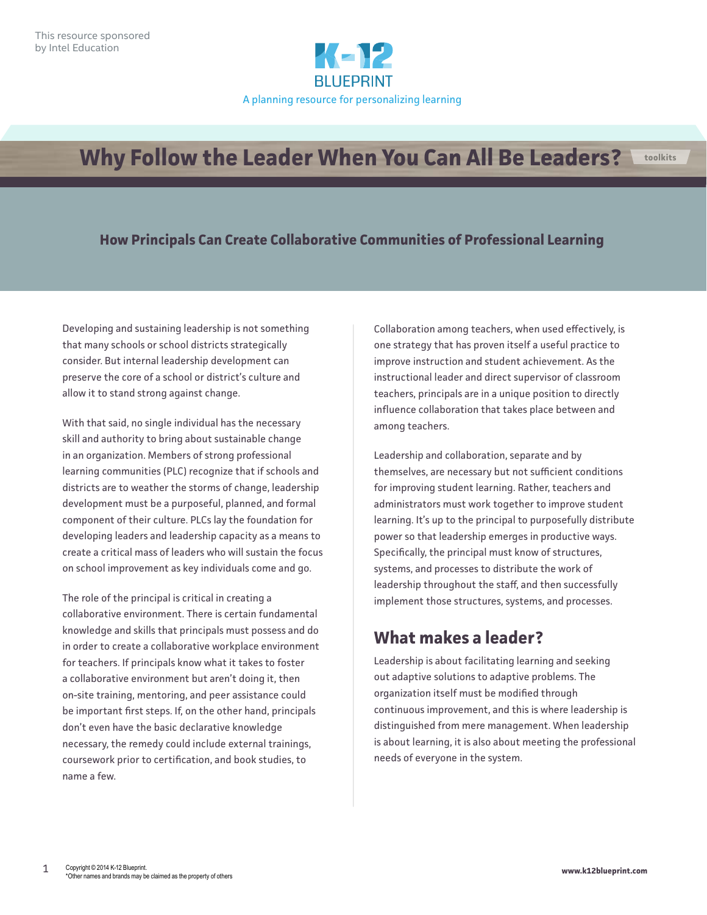This resource sponsored by Intel Education

K-12 BLUEPRINT

A planning resource for personalizing learning

# Why Follow the Leader When You Can All Be Leaders?

toolkits

## How Principals Can Create Collaborative Communities of Professional Learning

Developing and sustaining leadership is not something that many schools or school districts strategically consider. But internal leadership development can preserve the core of a school or district's culture and allow it to stand strong against change.

With that said, no single individual has the necessary skill and authority to bring about sustainable change in an organization. Members of strong professional learning communities (PLC) recognize that if schools and districts are to weather the storms of change, leadership development must be a purposeful, planned, and formal component of their culture. PLCs lay the foundation for developing leaders and leadership capacity as a means to create a critical mass of leaders who will sustain the focus on school improvement as key individuals come and go.

The role of the principal is critical in creating a collaborative environment. There is certain fundamental knowledge and skills that principals must possess and do in order to create a collaborative workplace environment for teachers. If principals know what it takes to foster a collaborative environment but aren't doing it, then on-site training, mentoring, and peer assistance could be important first steps. If, on the other hand, principals don't even have the basic declarative knowledge necessary, the remedy could include external trainings, coursework prior to certification, and book studies, to name a few.

Collaboration among teachers, when used effectively, is one strategy that has proven itself a useful practice to improve instruction and student achievement. As the instructional leader and direct supervisor of classroom teachers, principals are in a unique position to directly influence collaboration that takes place between and among teachers.

Leadership and collaboration, separate and by themselves, are necessary but not sufficient conditions for improving student learning. Rather, teachers and administrators must work together to improve student learning. It's up to the principal to purposefully distribute power so that leadership emerges in productive ways. Specifically, the principal must know of structures, systems, and processes to distribute the work of leadership throughout the staff, and then successfully implement those structures, systems, and processes.

## What makes a leader?

Leadership is about facilitating learning and seeking out adaptive solutions to adaptive problems. The organization itself must be modified through continuous improvement, and this is where leadership is distinguished from mere management. When leadership is about learning, it is also about meeting the professional needs of everyone in the system.

Copyright © 2014 K-12 Blueprint.
*Other names and brands may be claimed as the property of others

www.k12blueprint.com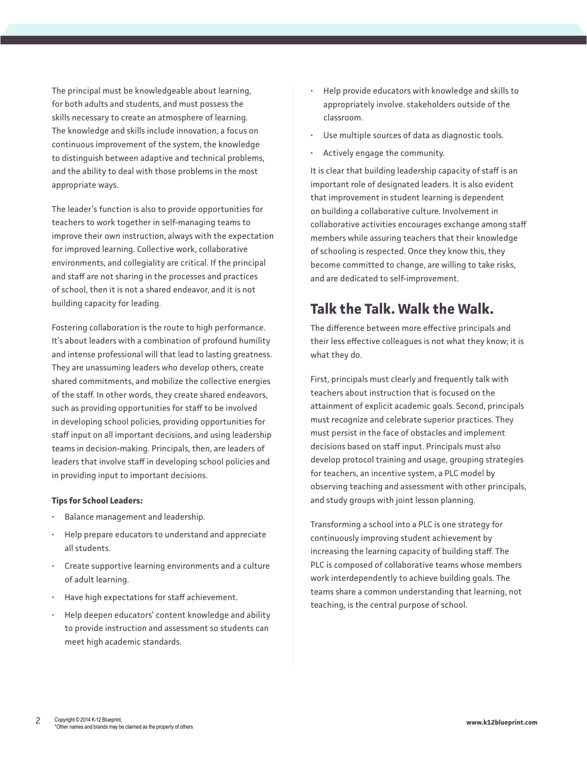The principal must be knowledgeable about learning, for both adults and students, and must possess the skills necessary to create an atmosphere of learning. The knowledge and skills include innovation, a focus on continuous improvement of the system, the knowledge to distinguish between adaptive and technical problems, and the ability to deal with those problems in the most appropriate ways.

The leader's function is also to provide opportunities for teachers to work together in self-managing teams to improve their own instruction, always with the expectation for improved learning. Collective work, collaborative environments, and collegiality are critical. If the principal and staff are not sharing in the processes and practices of school, then it is not a shared endeavor, and it is not building capacity for leading.

Fostering collaboration is the route to high performance. It's about leaders with a combination of profound humility and intense professional will that lead to lasting greatness. They are unassuming leaders who develop others, create shared commitments, and mobilize the collective energies of the staff. In other words, they create shared endeavors, such as providing opportunities for staff to be involved in developing school policies, providing opportunities for staff input on all important decisions, and using leadership teams in decision-making. Principals, then, are leaders of leaders that involve staff in developing school policies and in providing input to important decisions.

**Tips for School Leaders:**

- Balance management and leadership.
- Help prepare educators to understand and appreciate all students.
- Create supportive learning environments and a culture of adult learning.
- Have high expectations for staff achievement.
- Help deepen educators' content knowledge and ability to provide instruction and assessment so students can meet high academic standards.
- Help provide educators with knowledge and skills to appropriately involve. stakeholders outside of the classroom.
- Use multiple sources of data as diagnostic tools.
- Actively engage the community.

It is clear that building leadership capacity of staff is an important role of designated leaders. It is also evident that improvement in student learning is dependent on building a collaborative culture. Involvement in collaborative activities encourages exchange among staff members while assuring teachers that their knowledge of schooling is respected. Once they know this, they become committed to change, are willing to take risks, and are dedicated to self-improvement.

## Talk the Talk. Walk the Walk.

The difference between more effective principals and their less effective colleagues is not what they know; it is what they do.

First, principals must clearly and frequently talk with teachers about instruction that is focused on the attainment of explicit academic goals. Second, principals must recognize and celebrate superior practices. They must persist in the face of obstacles and implement decisions based on staff input. Principals must also develop protocol training and usage, grouping strategies for teachers, an incentive system, a PLC model by observing teaching and assessment with other principals, and study groups with joint lesson planning.

Transforming a school into a PLC is one strategy for continuously improving student achievement by increasing the learning capacity of building staff. The PLC is composed of collaborative teams whose members work interdependently to achieve building goals. The teams share a common understanding that learning, not teaching, is the central purpose of school.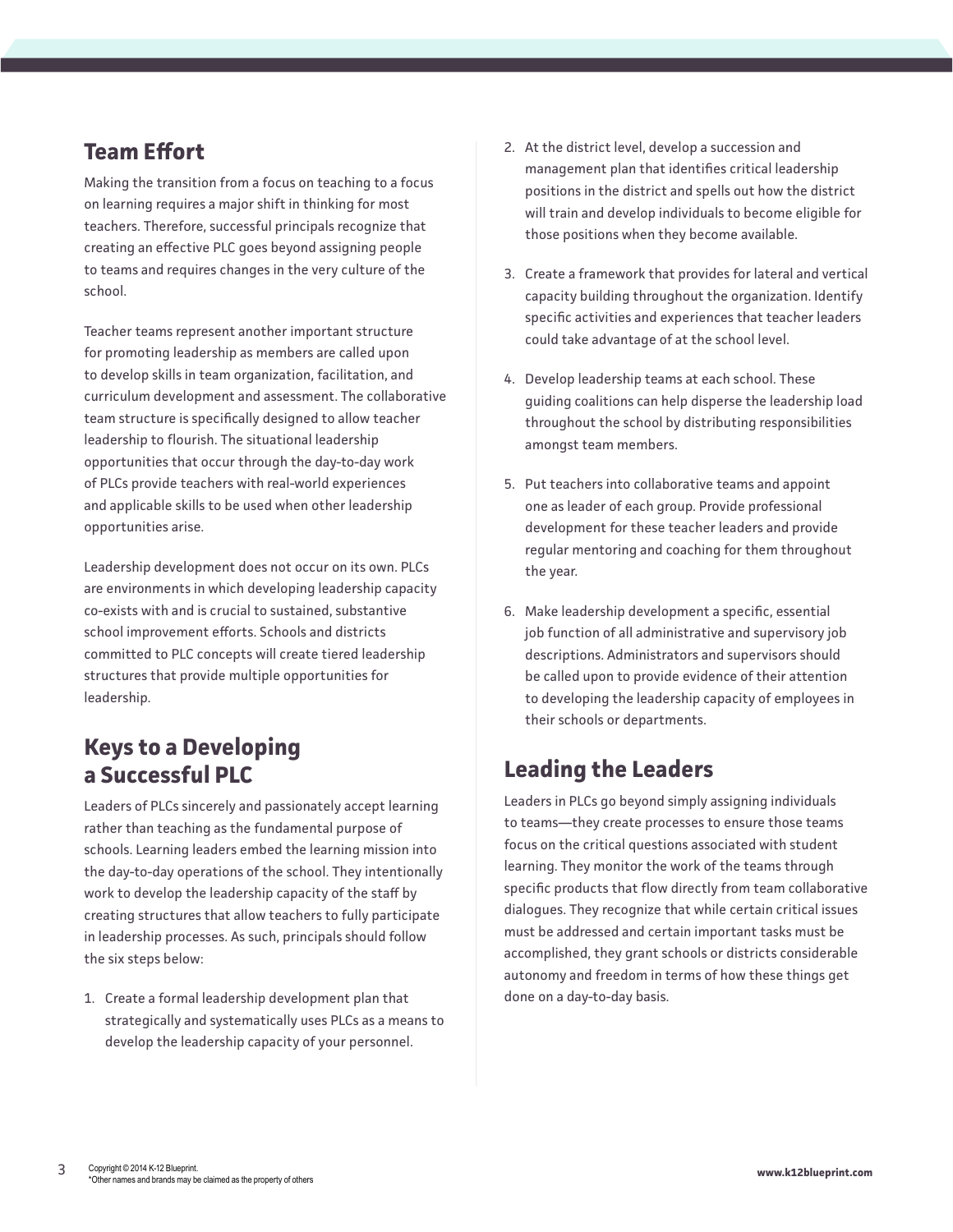## Team Effort

Making the transition from a focus on teaching to a focus on learning requires a major shift in thinking for most teachers. Therefore, successful principals recognize that creating an effective PLC goes beyond assigning people to teams and requires changes in the very culture of the school.

Teacher teams represent another important structure for promoting leadership as members are called upon to develop skills in team organization, facilitation, and curriculum development and assessment. The collaborative team structure is specifically designed to allow teacher leadership to flourish. The situational leadership opportunities that occur through the day-to-day work of PLCs provide teachers with real-world experiences and applicable skills to be used when other leadership opportunities arise.

Leadership development does not occur on its own. PLCs are environments in which developing leadership capacity co-exists with and is crucial to sustained, substantive school improvement efforts. Schools and districts committed to PLC concepts will create tiered leadership structures that provide multiple opportunities for leadership.

## Keys to a Developing a Successful PLC

Leaders of PLCs sincerely and passionately accept learning rather than teaching as the fundamental purpose of schools. Learning leaders embed the learning mission into the day-to-day operations of the school. They intentionally work to develop the leadership capacity of the staff by creating structures that allow teachers to fully participate in leadership processes. As such, principals should follow the six steps below:

1. Create a formal leadership development plan that strategically and systematically uses PLCs as a means to develop the leadership capacity of your personnel.
2. At the district level, develop a succession and management plan that identifies critical leadership positions in the district and spells out how the district will train and develop individuals to become eligible for those positions when they become available.
3. Create a framework that provides for lateral and vertical capacity building throughout the organization. Identify specific activities and experiences that teacher leaders could take advantage of at the school level.
4. Develop leadership teams at each school. These guiding coalitions can help disperse the leadership load throughout the school by distributing responsibilities amongst team members.
5. Put teachers into collaborative teams and appoint one as leader of each group. Provide professional development for these teacher leaders and provide regular mentoring and coaching for them throughout the year.
6. Make leadership development a specific, essential job function of all administrative and supervisory job descriptions. Administrators and supervisors should be called upon to provide evidence of their attention to developing the leadership capacity of employees in their schools or departments.

## Leading the Leaders

Leaders in PLCs go beyond simply assigning individuals to teams—they create processes to ensure those teams focus on the critical questions associated with student learning. They monitor the work of the teams through specific products that flow directly from team collaborative dialogues. They recognize that while certain critical issues must be addressed and certain important tasks must be accomplished, they grant schools or districts considerable autonomy and freedom in terms of how these things get done on a day-to-day basis.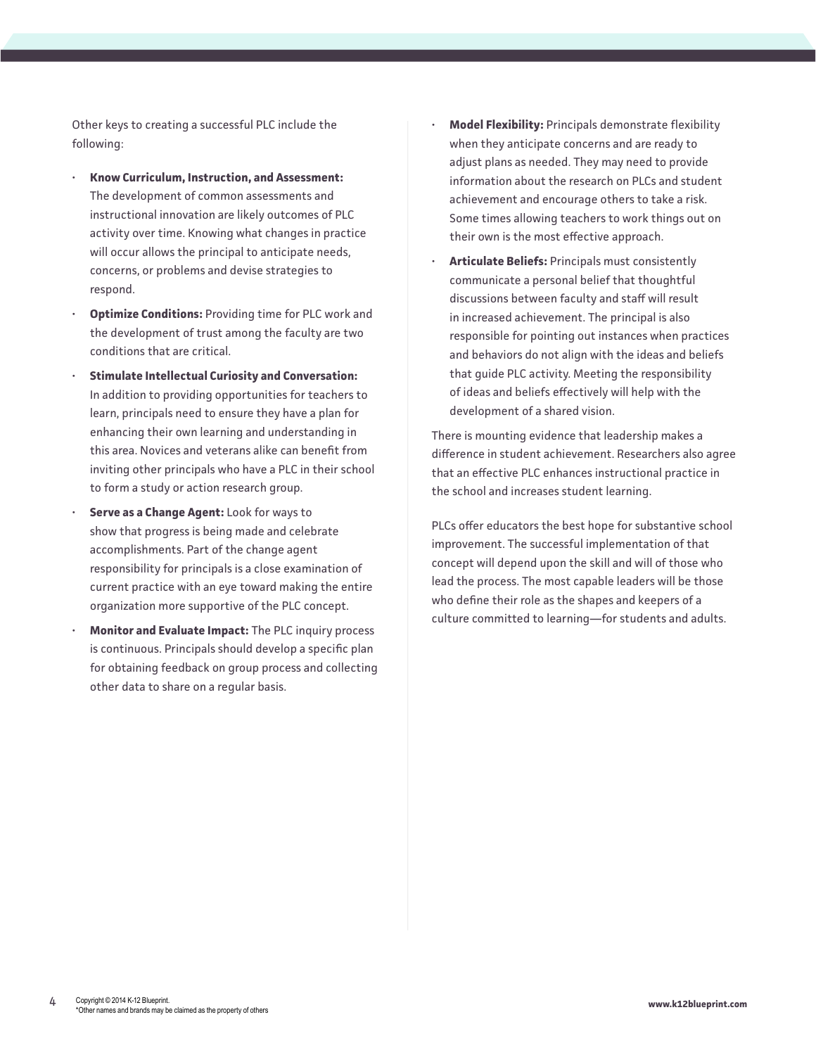Other keys to creating a successful PLC include the following:

- **Know Curriculum, Instruction, and Assessment:** The development of common assessments and instructional innovation are likely outcomes of PLC activity over time. Knowing what changes in practice will occur allows the principal to anticipate needs, concerns, or problems and devise strategies to respond.
- **Optimize Conditions:** Providing time for PLC work and the development of trust among the faculty are two conditions that are critical.
- **Stimulate Intellectual Curiosity and Conversation:** In addition to providing opportunities for teachers to learn, principals need to ensure they have a plan for enhancing their own learning and understanding in this area. Novices and veterans alike can benefit from inviting other principals who have a PLC in their school to form a study or action research group.
- **Serve as a Change Agent:** Look for ways to show that progress is being made and celebrate accomplishments. Part of the change agent responsibility for principals is a close examination of current practice with an eye toward making the entire organization more supportive of the PLC concept.
- **Monitor and Evaluate Impact:** The PLC inquiry process is continuous. Principals should develop a specific plan for obtaining feedback on group process and collecting other data to share on a regular basis.
- **Model Flexibility:** Principals demonstrate flexibility when they anticipate concerns and are ready to adjust plans as needed. They may need to provide information about the research on PLCs and student achievement and encourage others to take a risk. Some times allowing teachers to work things out on their own is the most effective approach.
- **Articulate Beliefs:** Principals must consistently communicate a personal belief that thoughtful discussions between faculty and staff will result in increased achievement. The principal is also responsible for pointing out instances when practices and behaviors do not align with the ideas and beliefs that guide PLC activity. Meeting the responsibility of ideas and beliefs effectively will help with the development of a shared vision.

There is mounting evidence that leadership makes a difference in student achievement. Researchers also agree that an effective PLC enhances instructional practice in the school and increases student learning.

PLCs offer educators the best hope for substantive school improvement. The successful implementation of that concept will depend upon the skill and will of those who lead the process. The most capable leaders will be those who define their role as the shapes and keepers of a culture committed to learning—for students and adults.

Copyright © 2014 K-12 Blueprint.
*Other names and brands may be claimed as the property of others

www.k12blueprint.com